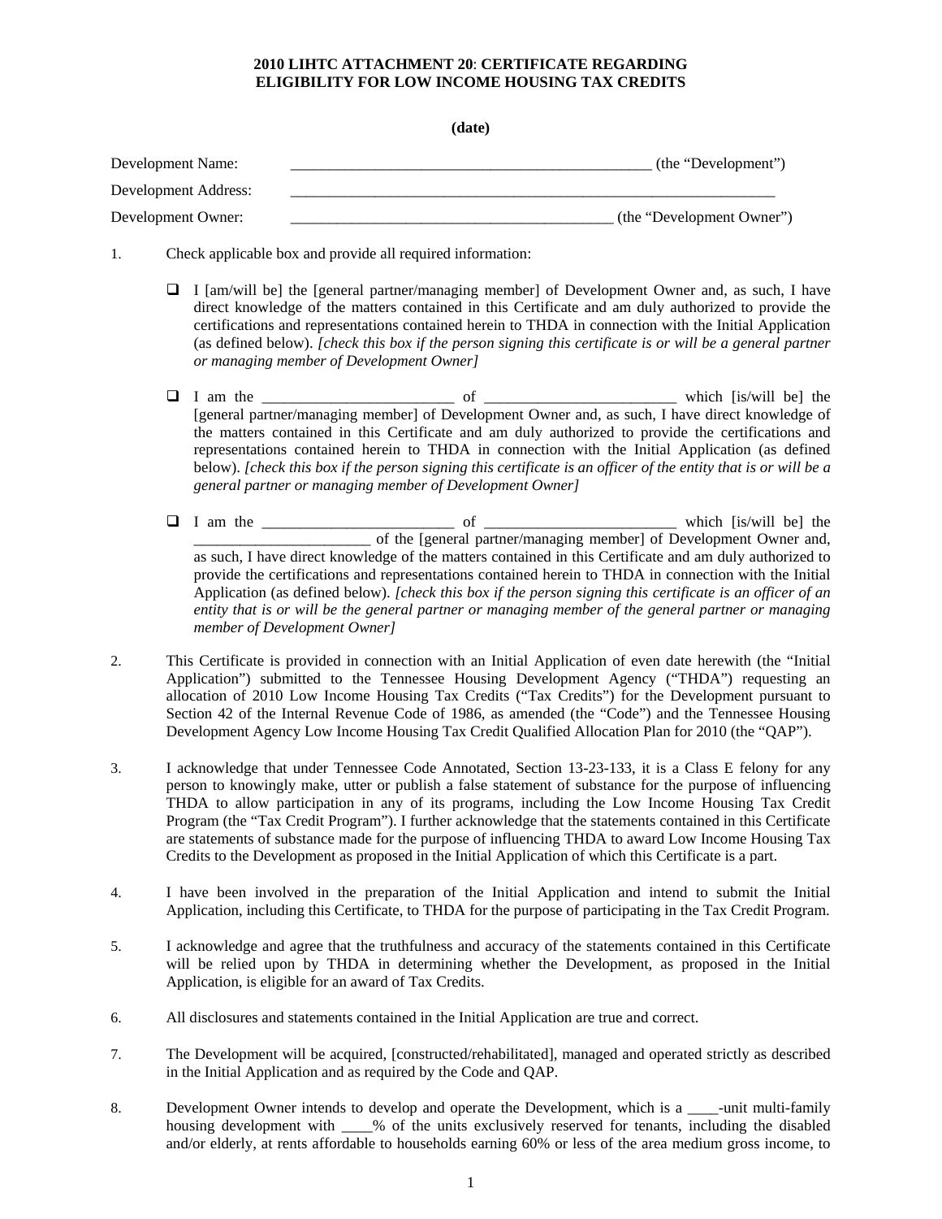**2010 LIHTC ATTACHMENT 20: CERTIFICATE REGARDING ELIGIBILITY FOR LOW INCOME HOUSING TAX CREDITS**

**(date)**

Development Name: _______________________________________________ (the "Development")

Development Address: _________________________________________________________________

Development Owner: __________________________________________ (the "Development Owner")

1. Check applicable box and provide all required information:

   - ❑ I [am/will be] the [general partner/managing member] of Development Owner and, as such, I have direct knowledge of the matters contained in this Certificate and am duly authorized to provide the certifications and representations contained herein to THDA in connection with the Initial Application (as defined below). *[check this box if the person signing this certificate is or will be a general partner or managing member of Development Owner]*

   - ❑ I am the _________________________ of _________________________ which [is/will be] the [general partner/managing member] of Development Owner and, as such, I have direct knowledge of the matters contained in this Certificate and am duly authorized to provide the certifications and representations contained herein to THDA in connection with the Initial Application (as defined below). *[check this box if the person signing this certificate is an officer of the entity that is or will be a general partner or managing member of Development Owner]*

   - ❑ I am the _________________________ of _________________________ which [is/will be] the _______________________ of the [general partner/managing member] of Development Owner and, as such, I have direct knowledge of the matters contained in this Certificate and am duly authorized to provide the certifications and representations contained herein to THDA in connection with the Initial Application (as defined below). *[check this box if the person signing this certificate is an officer of an entity that is or will be the general partner or managing member of the general partner or managing member of Development Owner]*

2. This Certificate is provided in connection with an Initial Application of even date herewith (the "Initial Application") submitted to the Tennessee Housing Development Agency ("THDA") requesting an allocation of 2010 Low Income Housing Tax Credits ("Tax Credits") for the Development pursuant to Section 42 of the Internal Revenue Code of 1986, as amended (the "Code") and the Tennessee Housing Development Agency Low Income Housing Tax Credit Qualified Allocation Plan for 2010 (the "QAP").

3. I acknowledge that under Tennessee Code Annotated, Section 13-23-133, it is a Class E felony for any person to knowingly make, utter or publish a false statement of substance for the purpose of influencing THDA to allow participation in any of its programs, including the Low Income Housing Tax Credit Program (the "Tax Credit Program"). I further acknowledge that the statements contained in this Certificate are statements of substance made for the purpose of influencing THDA to award Low Income Housing Tax Credits to the Development as proposed in the Initial Application of which this Certificate is a part.

4. I have been involved in the preparation of the Initial Application and intend to submit the Initial Application, including this Certificate, to THDA for the purpose of participating in the Tax Credit Program.

5. I acknowledge and agree that the truthfulness and accuracy of the statements contained in this Certificate will be relied upon by THDA in determining whether the Development, as proposed in the Initial Application, is eligible for an award of Tax Credits.

6. All disclosures and statements contained in the Initial Application are true and correct.

7. The Development will be acquired, [constructed/rehabilitated], managed and operated strictly as described in the Initial Application and as required by the Code and QAP.

8. Development Owner intends to develop and operate the Development, which is a ____-unit multi-family housing development with ____% of the units exclusively reserved for tenants, including the disabled and/or elderly, at rents affordable to households earning 60% or less of the area medium gross income, to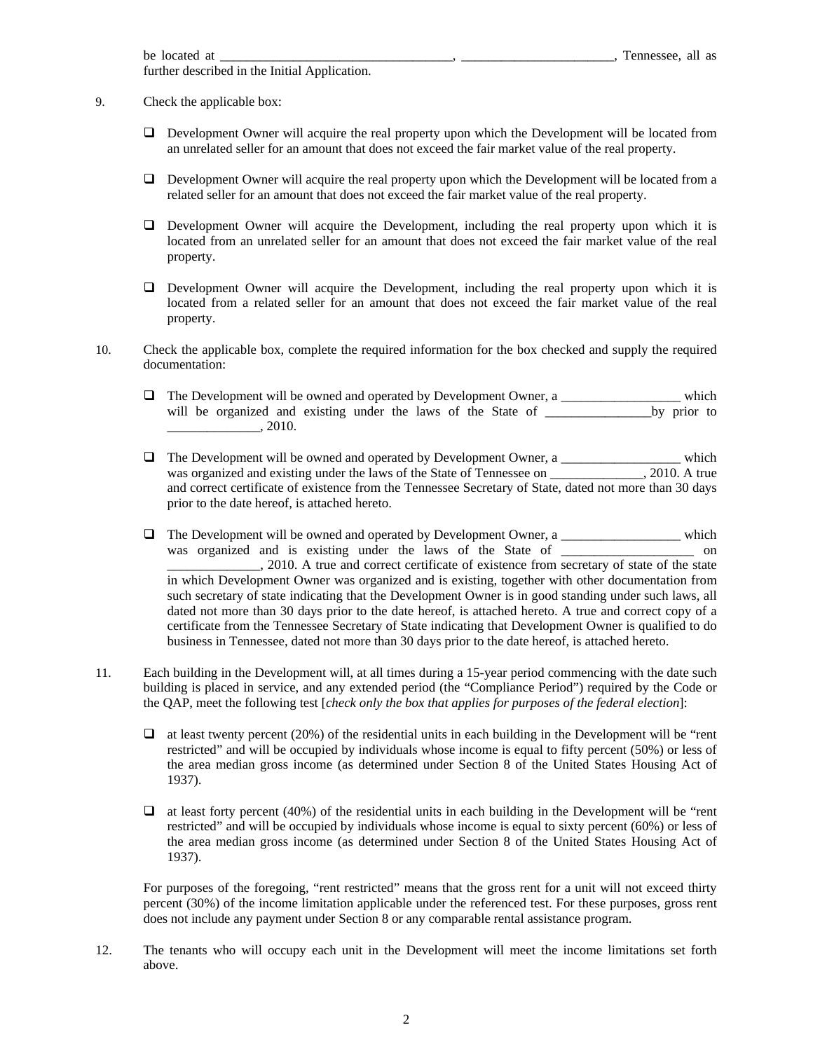be located at ___________________________________, _______________________, Tennessee, all as further described in the Initial Application.

9. Check the applicable box:

    - ❑ Development Owner will acquire the real property upon which the Development will be located from an unrelated seller for an amount that does not exceed the fair market value of the real property.

    - ❑ Development Owner will acquire the real property upon which the Development will be located from a related seller for an amount that does not exceed the fair market value of the real property.

    - ❑ Development Owner will acquire the Development, including the real property upon which it is located from an unrelated seller for an amount that does not exceed the fair market value of the real property.

    - ❑ Development Owner will acquire the Development, including the real property upon which it is located from a related seller for an amount that does not exceed the fair market value of the real property.

10. Check the applicable box, complete the required information for the box checked and supply the required documentation:

    - ❑ The Development will be owned and operated by Development Owner, a __________________ which will be organized and existing under the laws of the State of ________________by prior to ______________, 2010.

    - ❑ The Development will be owned and operated by Development Owner, a __________________ which was organized and existing under the laws of the State of Tennessee on ______________, 2010. A true and correct certificate of existence from the Tennessee Secretary of State, dated not more than 30 days prior to the date hereof, is attached hereto.

    - ❑ The Development will be owned and operated by Development Owner, a __________________ which was organized and is existing under the laws of the State of ____________________ on ______________, 2010. A true and correct certificate of existence from secretary of state of the state in which Development Owner was organized and is existing, together with other documentation from such secretary of state indicating that the Development Owner is in good standing under such laws, all dated not more than 30 days prior to the date hereof, is attached hereto. A true and correct copy of a certificate from the Tennessee Secretary of State indicating that Development Owner is qualified to do business in Tennessee, dated not more than 30 days prior to the date hereof, is attached hereto.

11. Each building in the Development will, at all times during a 15-year period commencing with the date such building is placed in service, and any extended period (the "Compliance Period") required by the Code or the QAP, meet the following test [*check only the box that applies for purposes of the federal election*]:

    - ❑ at least twenty percent (20%) of the residential units in each building in the Development will be "rent restricted" and will be occupied by individuals whose income is equal to fifty percent (50%) or less of the area median gross income (as determined under Section 8 of the United States Housing Act of 1937).

    - ❑ at least forty percent (40%) of the residential units in each building in the Development will be "rent restricted" and will be occupied by individuals whose income is equal to sixty percent (60%) or less of the area median gross income (as determined under Section 8 of the United States Housing Act of 1937).

    For purposes of the foregoing, "rent restricted" means that the gross rent for a unit will not exceed thirty percent (30%) of the income limitation applicable under the referenced test. For these purposes, gross rent does not include any payment under Section 8 or any comparable rental assistance program.

12. The tenants who will occupy each unit in the Development will meet the income limitations set forth above.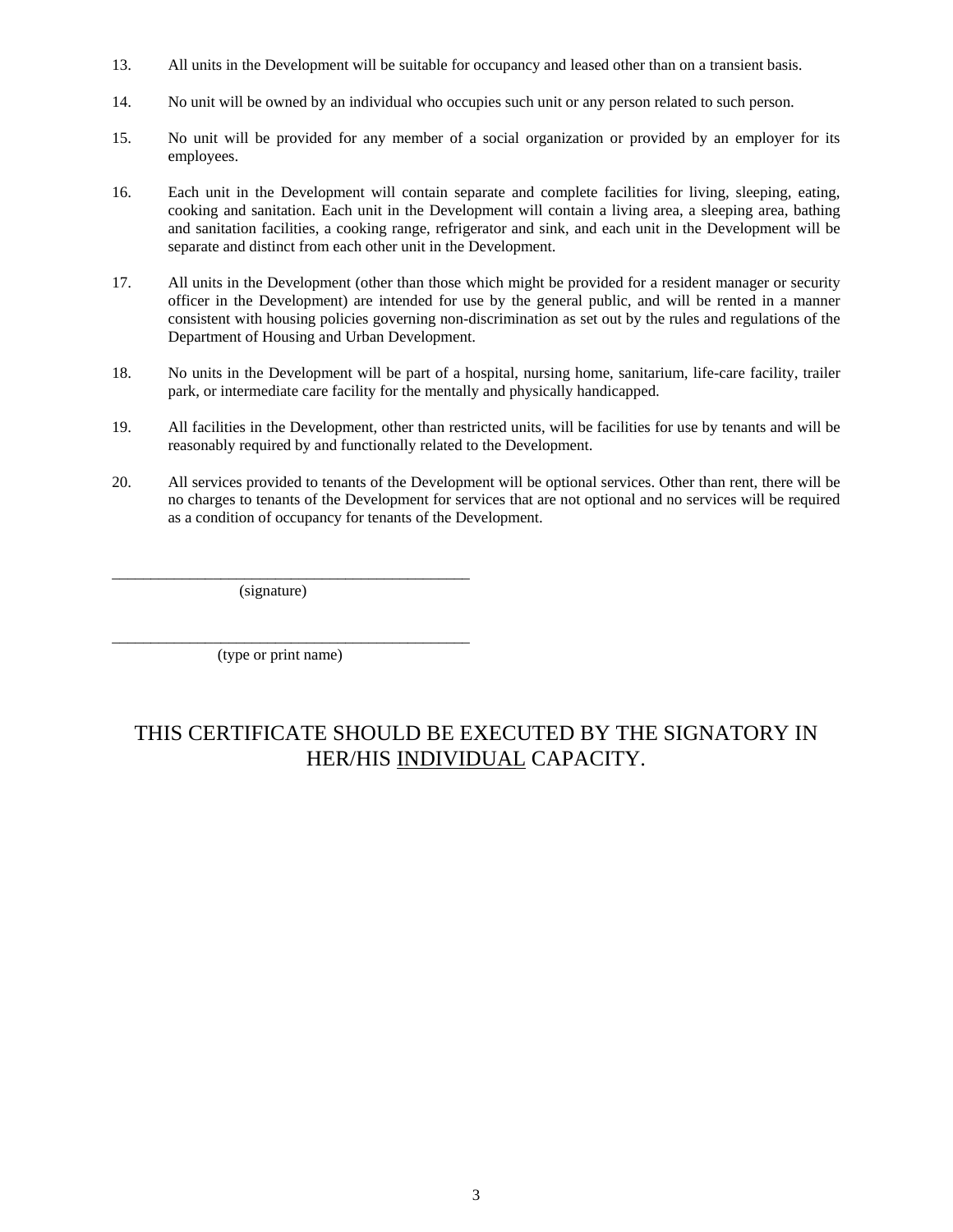13. All units in the Development will be suitable for occupancy and leased other than on a transient basis.

14. No unit will be owned by an individual who occupies such unit or any person related to such person.

15. No unit will be provided for any member of a social organization or provided by an employer for its employees.

16. Each unit in the Development will contain separate and complete facilities for living, sleeping, eating, cooking and sanitation. Each unit in the Development will contain a living area, a sleeping area, bathing and sanitation facilities, a cooking range, refrigerator and sink, and each unit in the Development will be separate and distinct from each other unit in the Development.

17. All units in the Development (other than those which might be provided for a resident manager or security officer in the Development) are intended for use by the general public, and will be rented in a manner consistent with housing policies governing non-discrimination as set out by the rules and regulations of the Department of Housing and Urban Development.

18. No units in the Development will be part of a hospital, nursing home, sanitarium, life-care facility, trailer park, or intermediate care facility for the mentally and physically handicapped.

19. All facilities in the Development, other than restricted units, will be facilities for use by tenants and will be reasonably required by and functionally related to the Development.

20. All services provided to tenants of the Development will be optional services. Other than rent, there will be no charges to tenants of the Development for services that are not optional and no services will be required as a condition of occupancy for tenants of the Development.

_______________________________________________
(signature)

_______________________________________________
(type or print name)

THIS CERTIFICATE SHOULD BE EXECUTED BY THE SIGNATORY IN HER/HIS INDIVIDUAL CAPACITY.